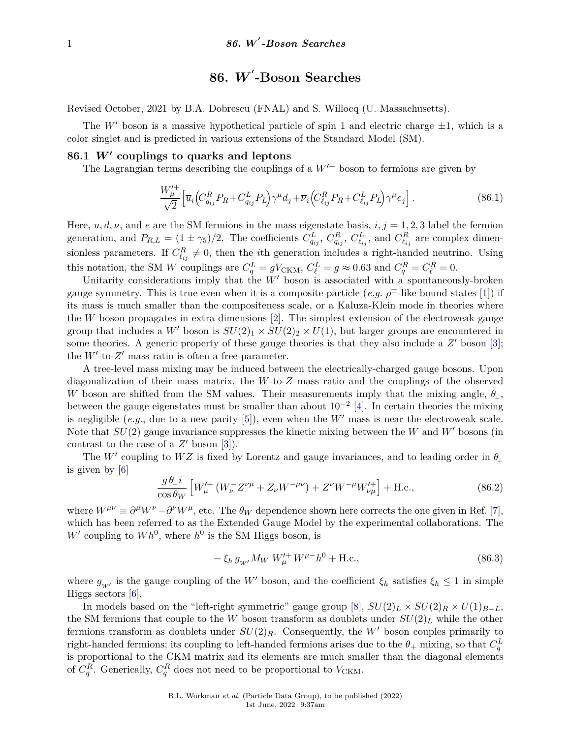# 86. $W'$-Boson Searches

Revised October, 2021 by B.A. Dobrescu (FNAL) and S. Willocq (U. Massachusetts).

The $W'$ boson is a massive hypothetical particle of spin 1 and electric charge $\pm 1$, which is a color singlet and is predicted in various extensions of the Standard Model (SM).

## 86.1 $W'$ couplings to quarks and leptons

The Lagrangian terms describing the couplings of a $W'^{+}$ boson to fermions are given by

$$\frac{W'^{+}_{\mu}}{\sqrt{2}}\left[\overline{u}_i\left(C^R_{q_{ij}}P_R+C^L_{q_{ij}}P_L\right)\gamma^\mu d_j+\overline{\nu}_i\left(C^R_{\ell_{ij}}P_R+C^L_{\ell_{ij}}P_L\right)\gamma^\mu e_j\right]. \tag{86.1}$$

Here, $u, d, \nu$, and $e$ are the SM fermions in the mass eigenstate basis, $i, j = 1, 2, 3$ label the fermion generation, and $P_{R,L} = (1 \pm \gamma_5)/2$. The coefficients $C^L_{q_{ij}}$, $C^R_{q_{ij}}$, $C^L_{\ell_{ij}}$, and $C^R_{\ell_{ij}}$ are complex dimensionless parameters. If $C^R_{\ell_{ij}} \neq 0$, then the $i$th generation includes a right-handed neutrino. Using this notation, the SM $W$ couplings are $C^L_q = gV_{\rm CKM}$, $C^L_\ell = g \approx 0.63$ and $C^R_q = C^R_\ell = 0$.

Unitarity considerations imply that the $W'$ boson is associated with a spontaneously-broken gauge symmetry. This is true even when it is a composite particle (*e.g.* $\rho^{\pm}$-like bound states [1]) if its mass is much smaller than the compositeness scale, or a Kaluza-Klein mode in theories where the $W$ boson propagates in extra dimensions [2]. The simplest extension of the electroweak gauge group that includes a $W'$ boson is $SU(2)_1 \times SU(2)_2 \times U(1)$, but larger groups are encountered in some theories. A generic property of these gauge theories is that they also include a $Z'$ boson [3]; the $W'$-to-$Z'$ mass ratio is often a free parameter.

A tree-level mass mixing may be induced between the electrically-charged gauge bosons. Upon diagonalization of their mass matrix, the $W$-to-$Z$ mass ratio and the couplings of the observed $W$ boson are shifted from the SM values. Their measurements imply that the mixing angle, $\theta_+$, between the gauge eigenstates must be smaller than about $10^{-2}$ [4]. In certain theories the mixing is negligible (*e.g.*, due to a new parity [5]), even when the $W'$ mass is near the electroweak scale. Note that $SU(2)$ gauge invariance suppresses the kinetic mixing between the $W$ and $W'$ bosons (in contrast to the case of a $Z'$ boson [3]).

The $W'$ coupling to $WZ$ is fixed by Lorentz and gauge invariances, and to leading order in $\theta_+$ is given by [6]

$$\frac{g\,\theta_+\,i}{\cos\theta_W}\left[W'^{+}_{\mu}\left(W^{-}_{\nu}Z^{\nu\mu}+Z_\nu W^{-\mu\nu}\right)+Z^\nu W^{-\mu}W'^{+}_{\nu\mu}\right]+\text{H.c.}, \tag{86.2}$$

where $W^{\mu\nu} \equiv \partial^\mu W^\nu - \partial^\nu W^\mu$, etc. The $\theta_W$ dependence shown here corrects the one given in Ref. [7], which has been referred to as the Extended Gauge Model by the experimental collaborations. The $W'$ coupling to $Wh^0$, where $h^0$ is the SM Higgs boson, is

$$-\,\xi_h\,g_{W'}M_W\;W'^{+}_{\mu}\,W^{\mu-}h^0+\text{H.c.}, \tag{86.3}$$

where $g_{W'}$ is the gauge coupling of the $W'$ boson, and the coefficient $\xi_h$ satisfies $\xi_h \leq 1$ in simple Higgs sectors [6].

In models based on the "left-right symmetric" gauge group [8], $SU(2)_L \times SU(2)_R \times U(1)_{B-L}$, the SM fermions that couple to the $W$ boson transform as doublets under $SU(2)_L$ while the other fermions transform as doublets under $SU(2)_R$. Consequently, the $W'$ boson couples primarily to right-handed fermions; its coupling to left-handed fermions arises due to the $\theta_+$ mixing, so that $C^L_q$ is proportional to the CKM matrix and its elements are much smaller than the diagonal elements of $C^R_q$. Generically, $C^R_q$ does not need to be proportional to $V_{\rm CKM}$.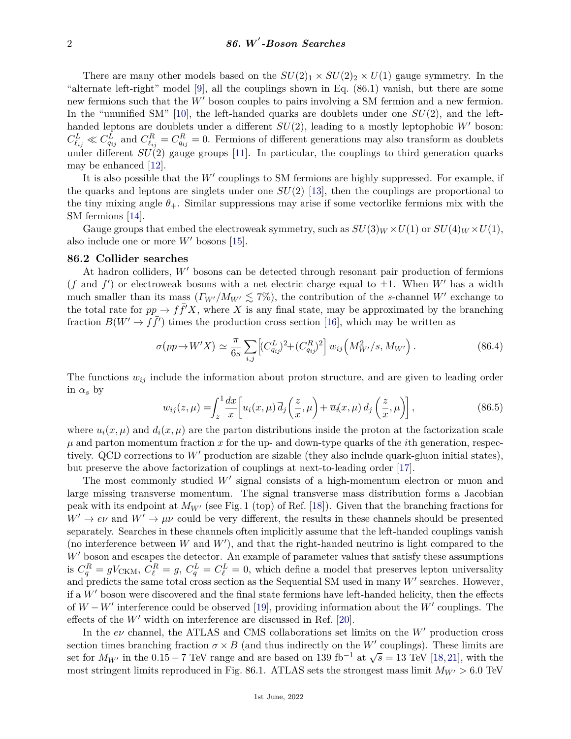There are many other models based on the $SU(2)_1 \times SU(2)_2 \times U(1)$ gauge symmetry. In the "alternate left-right" model [9], all the couplings shown in Eq. (86.1) vanish, but there are some new fermions such that the $W'$ boson couples to pairs involving a SM fermion and a new fermion. In the "ununified SM" [10], the left-handed quarks are doublets under one $SU(2)$, and the left-handed leptons are doublets under a different $SU(2)$, leading to a mostly leptophobic $W'$ boson: $C^L_{\ell_{ij}} \ll C^L_{q_{ij}}$ and $C^R_{\ell_{ij}} = C^R_{q_{ij}} = 0$. Fermions of different generations may also transform as doublets under different $SU(2)$ gauge groups [11]. In particular, the couplings to third generation quarks may be enhanced [12].

It is also possible that the $W'$ couplings to SM fermions are highly suppressed. For example, if the quarks and leptons are singlets under one $SU(2)$ [13], then the couplings are proportional to the tiny mixing angle $\theta_+$. Similar suppressions may arise if some vectorlike fermions mix with the SM fermions [14].

Gauge groups that embed the electroweak symmetry, such as $SU(3)_W \times U(1)$ or $SU(4)_W \times U(1)$, also include one or more $W'$ bosons [15].

## 86.2 Collider searches

At hadron colliders, $W'$ bosons can be detected through resonant pair production of fermions ($f$ and $f'$) or electroweak bosons with a net electric charge equal to $\pm 1$. When $W'$ has a width much smaller than its mass ($\Gamma_{W'}/M_{W'} \lesssim 7\%$), the contribution of the $s$-channel $W'$ exchange to the total rate for $pp \to f\bar{f}'X$, where $X$ is any final state, may be approximated by the branching fraction $B(W' \to f\bar{f}')$ times the production cross section [16], which may be written as

$$\sigma(pp \to W'X) \simeq \frac{\pi}{6s} \sum_{i,j} \Big[ (C^L_{q_{ij}})^2 + (C^R_{q_{ij}})^2 \Big] \, w_{ij}\Big( M^2_{W'}/s, M_{W'} \Big) \, . \tag{86.4}$$

The functions $w_{ij}$ include the information about proton structure, and are given to leading order in $\alpha_s$ by

$$w_{ij}(z, \mu) = \int_z^1 \frac{dx}{x} \left[ u_i(x, \mu) \, \overline{d}_j\left(\frac{z}{x}, \mu\right) + \overline{u}_i(x, \mu) \, d_j\left(\frac{z}{x}, \mu\right) \right], \tag{86.5}$$

where $u_i(x, \mu)$ and $d_i(x, \mu)$ are the parton distributions inside the proton at the factorization scale $\mu$ and parton momentum fraction $x$ for the up- and down-type quarks of the $i$th generation, respectively. QCD corrections to $W'$ production are sizable (they also include quark-gluon initial states), but preserve the above factorization of couplings at next-to-leading order [17].

The most commonly studied $W'$ signal consists of a high-momentum electron or muon and large missing transverse momentum. The signal transverse mass distribution forms a Jacobian peak with its endpoint at $M_{W'}$ (see Fig. 1 (top) of Ref. [18]). Given that the branching fractions for $W' \to e\nu$ and $W' \to \mu\nu$ could be very different, the results in these channels should be presented separately. Searches in these channels often implicitly assume that the left-handed couplings vanish (no interference between $W$ and $W'$), and that the right-handed neutrino is light compared to the $W'$ boson and escapes the detector. An example of parameter values that satisfy these assumptions is $C^R_q = gV_{\rm CKM}$, $C^R_\ell = g$, $C^L_q = C^L_\ell = 0$, which define a model that preserves lepton universality and predicts the same total cross section as the Sequential SM used in many $W'$ searches. However, if a $W'$ boson were discovered and the final state fermions have left-handed helicity, then the effects of $W - W'$ interference could be observed [19], providing information about the $W'$ couplings. The effects of the $W'$ width on interference are discussed in Ref. [20].

In the $e\nu$ channel, the ATLAS and CMS collaborations set limits on the $W'$ production cross section times branching fraction $\sigma \times B$ (and thus indirectly on the $W'$ couplings). These limits are set for $M_{W'}$ in the $0.15 - 7$ TeV range and are based on 139 fb$^{-1}$ at $\sqrt{s} = 13$ TeV [18, 21], with the most stringent limits reproduced in Fig. 86.1. ATLAS sets the strongest mass limit $M_{W'} > 6.0$ TeV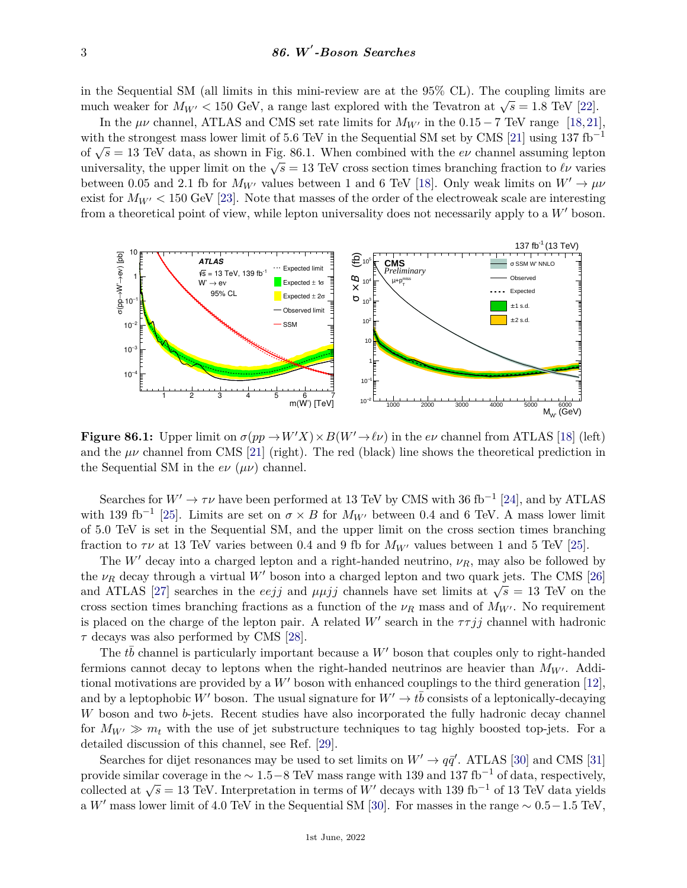in the Sequential SM (all limits in this mini-review are at the 95% CL). The coupling limits are much weaker for $M_{W'} < 150$ GeV, a range last explored with the Tevatron at $\sqrt{s} = 1.8$ TeV [22].

In the $\mu\nu$ channel, ATLAS and CMS set rate limits for $M_{W'}$ in the $0.15 - 7$ TeV range [18,21], with the strongest mass lower limit of 5.6 TeV in the Sequential SM set by CMS [21] using 137 fb$^{-1}$ of $\sqrt{s} = 13$ TeV data, as shown in Fig. 86.1. When combined with the $e\nu$ channel assuming lepton universality, the upper limit on the $\sqrt{s} = 13$ TeV cross section times branching fraction to $\ell\nu$ varies between 0.05 and 2.1 fb for $M_{W'}$ values between 1 and 6 TeV [18]. Only weak limits on $W' \to \mu\nu$ exist for $M_{W'} < 150$ GeV [23]. Note that masses of the order of the electroweak scale are interesting from a theoretical point of view, while lepton universality does not necessarily apply to a $W'$ boson.

**Figure 86.1:** Upper limit on $\sigma(pp \to W'X) \times B(W' \to \ell\nu)$ in the $e\nu$ channel from ATLAS [18] (left) and the $\mu\nu$ channel from CMS [21] (right). The red (black) line shows the theoretical prediction in the Sequential SM in the $e\nu$ ($\mu\nu$) channel.

Searches for $W' \to \tau\nu$ have been performed at 13 TeV by CMS with 36 fb$^{-1}$ [24], and by ATLAS with 139 fb$^{-1}$ [25]. Limits are set on $\sigma \times B$ for $M_{W'}$ between 0.4 and 6 TeV. A mass lower limit of 5.0 TeV is set in the Sequential SM, and the upper limit on the cross section times branching fraction to $\tau\nu$ at 13 TeV varies between 0.4 and 9 fb for $M_{W'}$ values between 1 and 5 TeV [25].

The $W'$ decay into a charged lepton and a right-handed neutrino, $\nu_R$, may also be followed by the $\nu_R$ decay through a virtual $W'$ boson into a charged lepton and two quark jets. The CMS [26] and ATLAS [27] searches in the $eejj$ and $\mu\mu jj$ channels have set limits at $\sqrt{s} = 13$ TeV on the cross section times branching fractions as a function of the $\nu_R$ mass and of $M_{W'}$. No requirement is placed on the charge of the lepton pair. A related $W'$ search in the $\tau\tau jj$ channel with hadronic $\tau$ decays was also performed by CMS [28].

The $t\bar{b}$ channel is particularly important because a $W'$ boson that couples only to right-handed fermions cannot decay to leptons when the right-handed neutrinos are heavier than $M_{W'}$. Additional motivations are provided by a $W'$ boson with enhanced couplings to the third generation [12], and by a leptophobic $W'$ boson. The usual signature for $W' \to t\bar{b}$ consists of a leptonically-decaying $W$ boson and two $b$-jets. Recent studies have also incorporated the fully hadronic decay channel for $M_{W'} \gg m_t$ with the use of jet substructure techniques to tag highly boosted top-jets. For a detailed discussion of this channel, see Ref. [29].

Searches for dijet resonances may be used to set limits on $W' \to q\bar{q}'$. ATLAS [30] and CMS [31] provide similar coverage in the $\sim 1.5 - 8$ TeV mass range with 139 and 137 fb$^{-1}$ of data, respectively, collected at $\sqrt{s} = 13$ TeV. Interpretation in terms of $W'$ decays with 139 fb$^{-1}$ of 13 TeV data yields a $W'$ mass lower limit of 4.0 TeV in the Sequential SM [30]. For masses in the range $\sim 0.5 - 1.5$ TeV,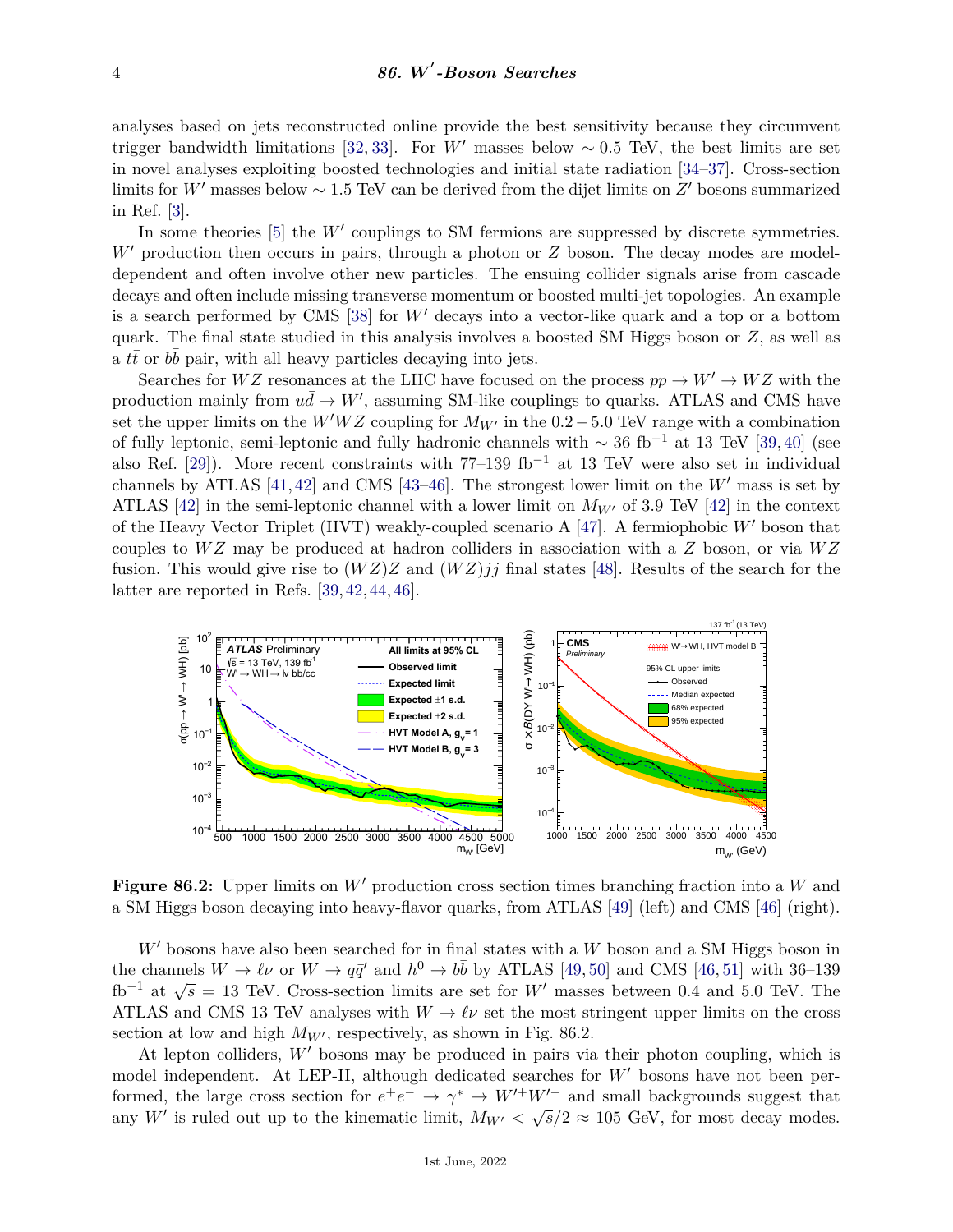analyses based on jets reconstructed online provide the best sensitivity because they circumvent trigger bandwidth limitations [32, 33]. For $W'$ masses below $\sim 0.5$ TeV, the best limits are set in novel analyses exploiting boosted technologies and initial state radiation [34–37]. Cross-section limits for $W'$ masses below $\sim 1.5$ TeV can be derived from the dijet limits on $Z'$ bosons summarized in Ref. [3].

In some theories [5] the $W'$ couplings to SM fermions are suppressed by discrete symmetries. $W'$ production then occurs in pairs, through a photon or $Z$ boson. The decay modes are model-dependent and often involve other new particles. The ensuing collider signals arise from cascade decays and often include missing transverse momentum or boosted multi-jet topologies. An example is a search performed by CMS [38] for $W'$ decays into a vector-like quark and a top or a bottom quark. The final state studied in this analysis involves a boosted SM Higgs boson or $Z$, as well as a $t\bar{t}$ or $b\bar{b}$ pair, with all heavy particles decaying into jets.

Searches for $WZ$ resonances at the LHC have focused on the process $pp \to W' \to WZ$ with the production mainly from $u\bar{d} \to W'$, assuming SM-like couplings to quarks. ATLAS and CMS have set the upper limits on the $W'WZ$ coupling for $M_{W'}$ in the $0.2 - 5.0$ TeV range with a combination of fully leptonic, semi-leptonic and fully hadronic channels with $\sim 36$ fb$^{-1}$ at 13 TeV [39, 40] (see also Ref. [29]). More recent constraints with 77–139 fb$^{-1}$ at 13 TeV were also set in individual channels by ATLAS [41, 42] and CMS [43–46]. The strongest lower limit on the $W'$ mass is set by ATLAS [42] in the semi-leptonic channel with a lower limit on $M_{W'}$ of 3.9 TeV [42] in the context of the Heavy Vector Triplet (HVT) weakly-coupled scenario A [47]. A fermiophobic $W'$ boson that couples to $WZ$ may be produced at hadron colliders in association with a $Z$ boson, or via $WZ$ fusion. This would give rise to $(WZ)Z$ and $(WZ)jj$ final states [48]. Results of the search for the latter are reported in Refs. [39, 42, 44, 46].

**Figure 86.2:** Upper limits on $W'$ production cross section times branching fraction into a $W$ and a SM Higgs boson decaying into heavy-flavor quarks, from ATLAS [49] (left) and CMS [46] (right).

$W'$ bosons have also been searched for in final states with a $W$ boson and a SM Higgs boson in the channels $W \to \ell\nu$ or $W \to q\bar{q}'$ and $h^0 \to b\bar{b}$ by ATLAS [49, 50] and CMS [46, 51] with 36–139 fb$^{-1}$ at $\sqrt{s} = 13$ TeV. Cross-section limits are set for $W'$ masses between 0.4 and 5.0 TeV. The ATLAS and CMS 13 TeV analyses with $W \to \ell\nu$ set the most stringent upper limits on the cross section at low and high $M_{W'}$, respectively, as shown in Fig. 86.2.

At lepton colliders, $W'$ bosons may be produced in pairs via their photon coupling, which is model independent. At LEP-II, although dedicated searches for $W'$ bosons have not been performed, the large cross section for $e^+e^- \to \gamma^* \to W'^+W'^-$ and small backgrounds suggest that any $W'$ is ruled out up to the kinematic limit, $M_{W'} < \sqrt{s}/2 \approx 105$ GeV, for most decay modes.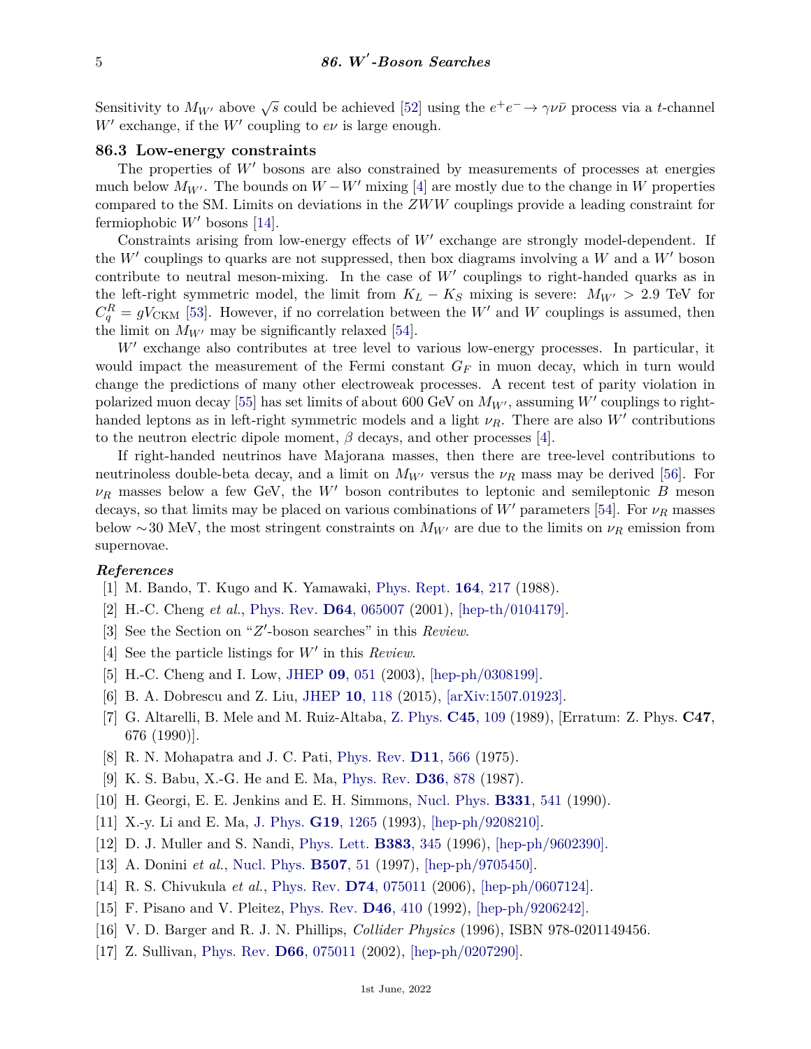Sensitivity to $M_{W'}$ above $\sqrt{s}$ could be achieved [52] using the $e^+e^- \to \gamma\nu\bar{\nu}$ process via a $t$-channel $W'$ exchange, if the $W'$ coupling to $e\nu$ is large enough.

## 86.3 Low-energy constraints

The properties of $W'$ bosons are also constrained by measurements of processes at energies much below $M_{W'}$. The bounds on $W - W'$ mixing [4] are mostly due to the change in $W$ properties compared to the SM. Limits on deviations in the $ZWW$ couplings provide a leading constraint for fermiophobic $W'$ bosons [14].

Constraints arising from low-energy effects of $W'$ exchange are strongly model-dependent. If the $W'$ couplings to quarks are not suppressed, then box diagrams involving a $W$ and a $W'$ boson contribute to neutral meson-mixing. In the case of $W'$ couplings to right-handed quarks as in the left-right symmetric model, the limit from $K_L - K_S$ mixing is severe: $M_{W'} > 2.9$ TeV for $C_q^R = gV_{\rm CKM}$ [53]. However, if no correlation between the $W'$ and $W$ couplings is assumed, then the limit on $M_{W'}$ may be significantly relaxed [54].

$W'$ exchange also contributes at tree level to various low-energy processes. In particular, it would impact the measurement of the Fermi constant $G_F$ in muon decay, which in turn would change the predictions of many other electroweak processes. A recent test of parity violation in polarized muon decay [55] has set limits of about 600 GeV on $M_{W'}$, assuming $W'$ couplings to right-handed leptons as in left-right symmetric models and a light $\nu_R$. There are also $W'$ contributions to the neutron electric dipole moment, $\beta$ decays, and other processes [4].

If right-handed neutrinos have Majorana masses, then there are tree-level contributions to neutrinoless double-beta decay, and a limit on $M_{W'}$ versus the $\nu_R$ mass may be derived [56]. For $\nu_R$ masses below a few GeV, the $W'$ boson contributes to leptonic and semileptonic $B$ meson decays, so that limits may be placed on various combinations of $W'$ parameters [54]. For $\nu_R$ masses below ∼30 MeV, the most stringent constraints on $M_{W'}$ are due to the limits on $\nu_R$ emission from supernovae.

### *References*

[1] M. Bando, T. Kugo and K. Yamawaki, Phys. Rept. **164**, 217 (1988).

[2] H.-C. Cheng *et al.*, Phys. Rev. **D64**, 065007 (2001), [hep-th/0104179].

[3] See the Section on "$Z'$-boson searches" in this *Review*.

[4] See the particle listings for $W'$ in this *Review*.

[5] H.-C. Cheng and I. Low, JHEP **09**, 051 (2003), [hep-ph/0308199].

[6] B. A. Dobrescu and Z. Liu, JHEP **10**, 118 (2015), [arXiv:1507.01923].

[7] G. Altarelli, B. Mele and M. Ruiz-Altaba, Z. Phys. **C45**, 109 (1989), [Erratum: Z. Phys. **C47**, 676 (1990)].

[8] R. N. Mohapatra and J. C. Pati, Phys. Rev. **D11**, 566 (1975).

[9] K. S. Babu, X.-G. He and E. Ma, Phys. Rev. **D36**, 878 (1987).

[10] H. Georgi, E. E. Jenkins and E. H. Simmons, Nucl. Phys. **B331**, 541 (1990).

[11] X.-y. Li and E. Ma, J. Phys. **G19**, 1265 (1993), [hep-ph/9208210].

[12] D. J. Muller and S. Nandi, Phys. Lett. **B383**, 345 (1996), [hep-ph/9602390].

[13] A. Donini *et al.*, Nucl. Phys. **B507**, 51 (1997), [hep-ph/9705450].

[14] R. S. Chivukula *et al.*, Phys. Rev. **D74**, 075011 (2006), [hep-ph/0607124].

[15] F. Pisano and V. Pleitez, Phys. Rev. **D46**, 410 (1992), [hep-ph/9206242].

[16] V. D. Barger and R. J. N. Phillips, *Collider Physics* (1996), ISBN 978-0201149456.

[17] Z. Sullivan, Phys. Rev. **D66**, 075011 (2002), [hep-ph/0207290].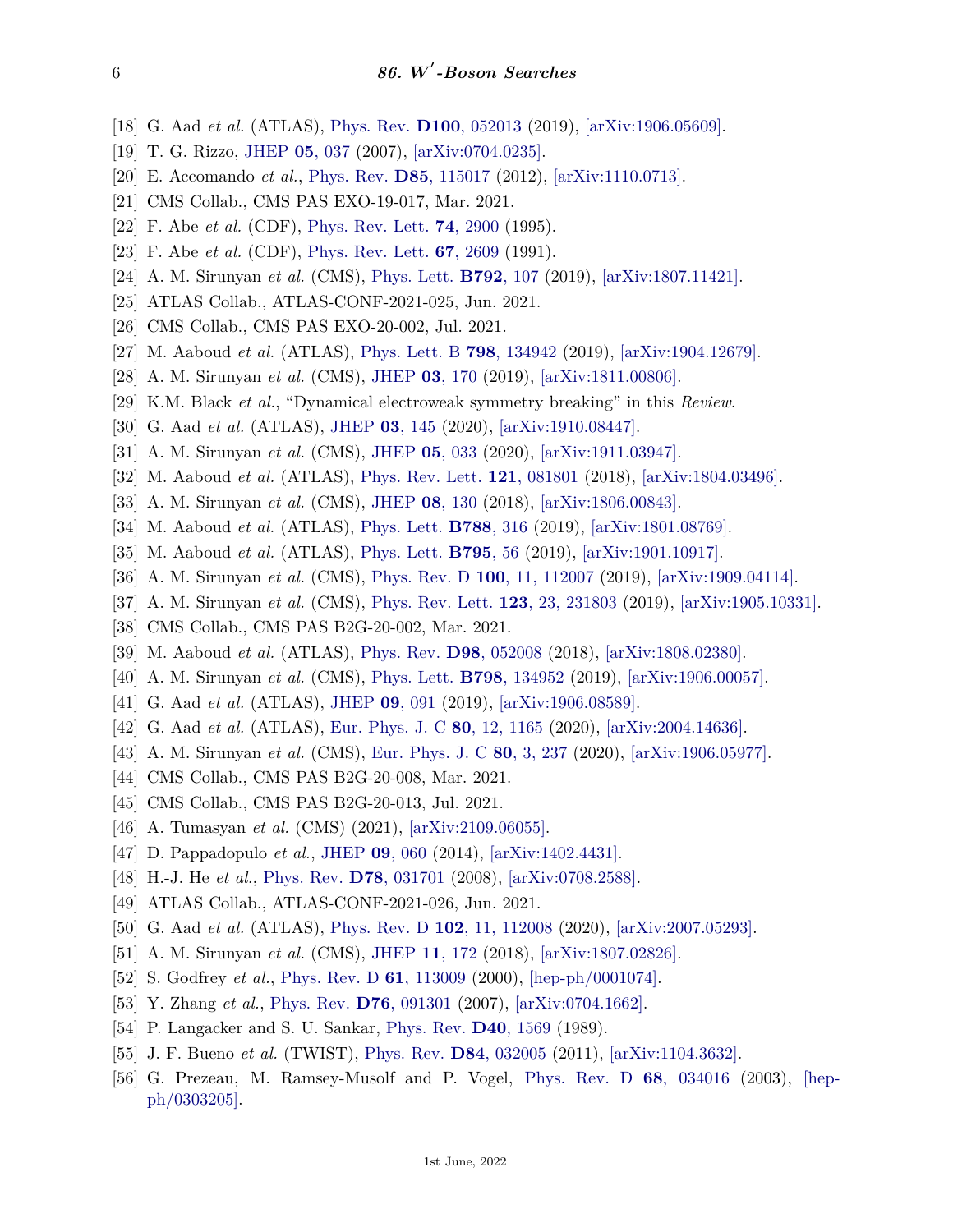[18] G. Aad *et al.* (ATLAS), Phys. Rev. **D100**, 052013 (2019), [arXiv:1906.05609].

[19] T. G. Rizzo, JHEP **05**, 037 (2007), [arXiv:0704.0235].

[20] E. Accomando *et al.*, Phys. Rev. **D85**, 115017 (2012), [arXiv:1110.0713].

[21] CMS Collab., CMS PAS EXO-19-017, Mar. 2021.

[22] F. Abe *et al.* (CDF), Phys. Rev. Lett. **74**, 2900 (1995).

[23] F. Abe *et al.* (CDF), Phys. Rev. Lett. **67**, 2609 (1991).

[24] A. M. Sirunyan *et al.* (CMS), Phys. Lett. **B792**, 107 (2019), [arXiv:1807.11421].

[25] ATLAS Collab., ATLAS-CONF-2021-025, Jun. 2021.

[26] CMS Collab., CMS PAS EXO-20-002, Jul. 2021.

[27] M. Aaboud *et al.* (ATLAS), Phys. Lett. B **798**, 134942 (2019), [arXiv:1904.12679].

[28] A. M. Sirunyan *et al.* (CMS), JHEP **03**, 170 (2019), [arXiv:1811.00806].

[29] K.M. Black *et al.*, "Dynamical electroweak symmetry breaking" in this *Review*.

[30] G. Aad *et al.* (ATLAS), JHEP **03**, 145 (2020), [arXiv:1910.08447].

[31] A. M. Sirunyan *et al.* (CMS), JHEP **05**, 033 (2020), [arXiv:1911.03947].

[32] M. Aaboud *et al.* (ATLAS), Phys. Rev. Lett. **121**, 081801 (2018), [arXiv:1804.03496].

[33] A. M. Sirunyan *et al.* (CMS), JHEP **08**, 130 (2018), [arXiv:1806.00843].

[34] M. Aaboud *et al.* (ATLAS), Phys. Lett. **B788**, 316 (2019), [arXiv:1801.08769].

[35] M. Aaboud *et al.* (ATLAS), Phys. Lett. **B795**, 56 (2019), [arXiv:1901.10917].

[36] A. M. Sirunyan *et al.* (CMS), Phys. Rev. D **100**, 11, 112007 (2019), [arXiv:1909.04114].

[37] A. M. Sirunyan *et al.* (CMS), Phys. Rev. Lett. **123**, 23, 231803 (2019), [arXiv:1905.10331].

[38] CMS Collab., CMS PAS B2G-20-002, Mar. 2021.

[39] M. Aaboud *et al.* (ATLAS), Phys. Rev. **D98**, 052008 (2018), [arXiv:1808.02380].

[40] A. M. Sirunyan *et al.* (CMS), Phys. Lett. **B798**, 134952 (2019), [arXiv:1906.00057].

[41] G. Aad *et al.* (ATLAS), JHEP **09**, 091 (2019), [arXiv:1906.08589].

[42] G. Aad *et al.* (ATLAS), Eur. Phys. J. C **80**, 12, 1165 (2020), [arXiv:2004.14636].

[43] A. M. Sirunyan *et al.* (CMS), Eur. Phys. J. C **80**, 3, 237 (2020), [arXiv:1906.05977].

[44] CMS Collab., CMS PAS B2G-20-008, Mar. 2021.

[45] CMS Collab., CMS PAS B2G-20-013, Jul. 2021.

[46] A. Tumasyan *et al.* (CMS) (2021), [arXiv:2109.06055].

[47] D. Pappadopulo *et al.*, JHEP **09**, 060 (2014), [arXiv:1402.4431].

[48] H.-J. He *et al.*, Phys. Rev. **D78**, 031701 (2008), [arXiv:0708.2588].

[49] ATLAS Collab., ATLAS-CONF-2021-026, Jun. 2021.

[50] G. Aad *et al.* (ATLAS), Phys. Rev. D **102**, 11, 112008 (2020), [arXiv:2007.05293].

[51] A. M. Sirunyan *et al.* (CMS), JHEP **11**, 172 (2018), [arXiv:1807.02826].

[52] S. Godfrey *et al.*, Phys. Rev. D **61**, 113009 (2000), [hep-ph/0001074].

[53] Y. Zhang *et al.*, Phys. Rev. **D76**, 091301 (2007), [arXiv:0704.1662].

[54] P. Langacker and S. U. Sankar, Phys. Rev. **D40**, 1569 (1989).

[55] J. F. Bueno *et al.* (TWIST), Phys. Rev. **D84**, 032005 (2011), [arXiv:1104.3632].

[56] G. Prezeau, M. Ramsey-Musolf and P. Vogel, Phys. Rev. D **68**, 034016 (2003), [hep-ph/0303205].